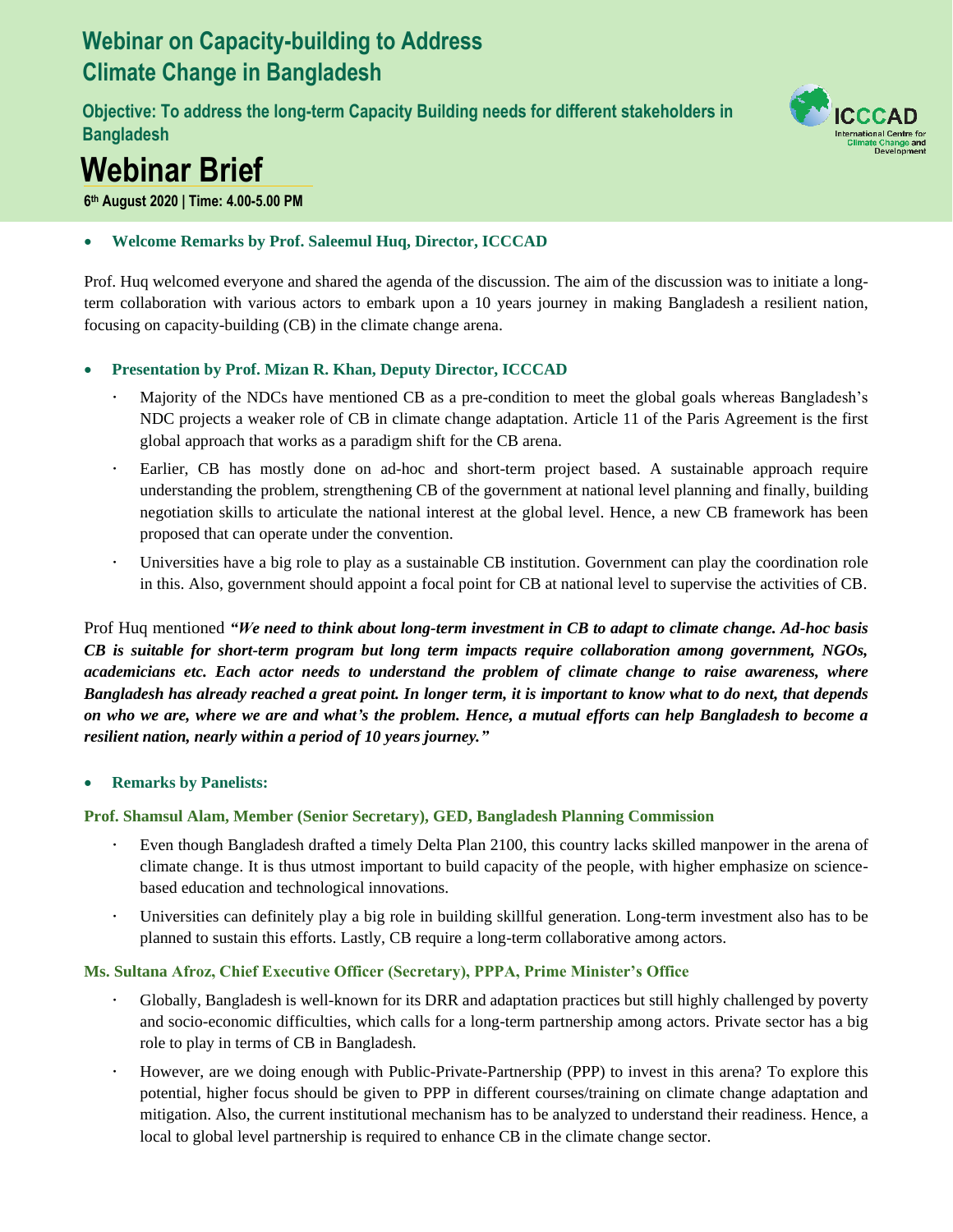# Webinar on Capacity-building to Address Climate Change in Bangladesh

**Objective: To address the long-term Capacity Building needs for different stakeholders in Bangladesh**

ICCCAD
International Centre for Climate Change and Development

# Webinar Brief

**6th August 2020 | Time: 4.00-5.00 PM**

- **Welcome Remarks by Prof. Saleemul Huq, Director, ICCCAD**

Prof. Huq welcomed everyone and shared the agenda of the discussion. The aim of the discussion was to initiate a long-term collaboration with various actors to embark upon a 10 years journey in making Bangladesh a resilient nation, focusing on capacity-building (CB) in the climate change arena.

- **Presentation by Prof. Mizan R. Khan, Deputy Director, ICCCAD**
  - Majority of the NDCs have mentioned CB as a pre-condition to meet the global goals whereas Bangladesh's NDC projects a weaker role of CB in climate change adaptation. Article 11 of the Paris Agreement is the first global approach that works as a paradigm shift for the CB arena.
  - Earlier, CB has mostly done on ad-hoc and short-term project based. A sustainable approach require understanding the problem, strengthening CB of the government at national level planning and finally, building negotiation skills to articulate the national interest at the global level. Hence, a new CB framework has been proposed that can operate under the convention.
  - Universities have a big role to play as a sustainable CB institution. Government can play the coordination role in this. Also, government should appoint a focal point for CB at national level to supervise the activities of CB.

Prof Huq mentioned ***"We need to think about long-term investment in CB to adapt to climate change. Ad-hoc basis CB is suitable for short-term program but long term impacts require collaboration among government, NGOs, academicians etc. Each actor needs to understand the problem of climate change to raise awareness, where Bangladesh has already reached a great point. In longer term, it is important to know what to do next, that depends on who we are, where we are and what's the problem. Hence, a mutual efforts can help Bangladesh to become a resilient nation, nearly within a period of 10 years journey."***

- **Remarks by Panelists:**

**Prof. Shamsul Alam, Member (Senior Secretary), GED, Bangladesh Planning Commission**

- Even though Bangladesh drafted a timely Delta Plan 2100, this country lacks skilled manpower in the arena of climate change. It is thus utmost important to build capacity of the people, with higher emphasize on science-based education and technological innovations.
- Universities can definitely play a big role in building skillful generation. Long-term investment also has to be planned to sustain this efforts. Lastly, CB require a long-term collaborative among actors.

**Ms. Sultana Afroz, Chief Executive Officer (Secretary), PPPA, Prime Minister's Office**

- Globally, Bangladesh is well-known for its DRR and adaptation practices but still highly challenged by poverty and socio-economic difficulties, which calls for a long-term partnership among actors. Private sector has a big role to play in terms of CB in Bangladesh.
- However, are we doing enough with Public-Private-Partnership (PPP) to invest in this arena? To explore this potential, higher focus should be given to PPP in different courses/training on climate change adaptation and mitigation. Also, the current institutional mechanism has to be analyzed to understand their readiness. Hence, a local to global level partnership is required to enhance CB in the climate change sector.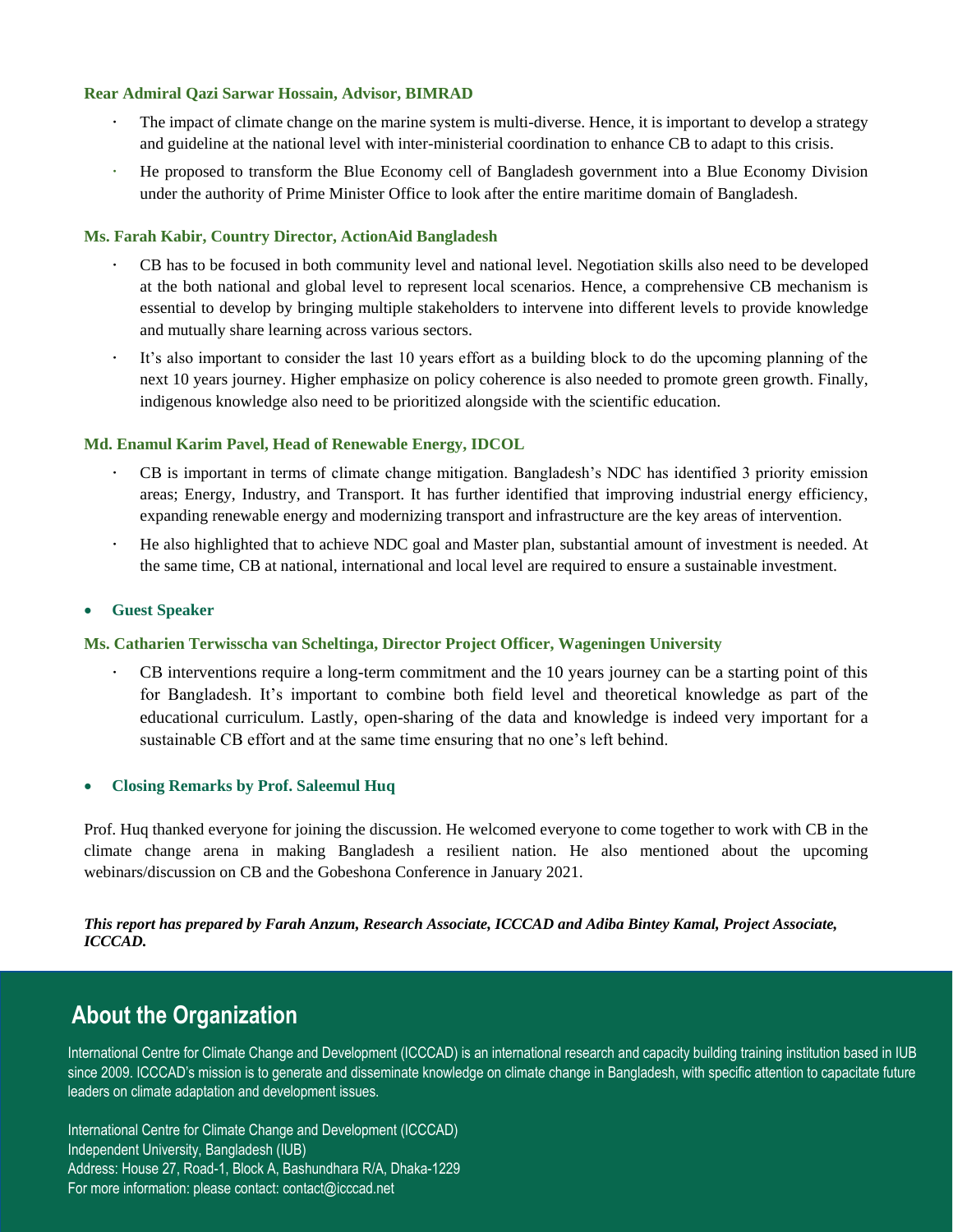**Rear Admiral Qazi Sarwar Hossain, Advisor, BIMRAD**

- The impact of climate change on the marine system is multi-diverse. Hence, it is important to develop a strategy and guideline at the national level with inter-ministerial coordination to enhance CB to adapt to this crisis.
- He proposed to transform the Blue Economy cell of Bangladesh government into a Blue Economy Division under the authority of Prime Minister Office to look after the entire maritime domain of Bangladesh.

**Ms. Farah Kabir, Country Director, ActionAid Bangladesh**

- CB has to be focused in both community level and national level. Negotiation skills also need to be developed at the both national and global level to represent local scenarios. Hence, a comprehensive CB mechanism is essential to develop by bringing multiple stakeholders to intervene into different levels to provide knowledge and mutually share learning across various sectors.
- It's also important to consider the last 10 years effort as a building block to do the upcoming planning of the next 10 years journey. Higher emphasize on policy coherence is also needed to promote green growth. Finally, indigenous knowledge also need to be prioritized alongside with the scientific education.

**Md. Enamul Karim Pavel, Head of Renewable Energy, IDCOL**

- CB is important in terms of climate change mitigation. Bangladesh's NDC has identified 3 priority emission areas; Energy, Industry, and Transport. It has further identified that improving industrial energy efficiency, expanding renewable energy and modernizing transport and infrastructure are the key areas of intervention.
- He also highlighted that to achieve NDC goal and Master plan, substantial amount of investment is needed. At the same time, CB at national, international and local level are required to ensure a sustainable investment.

- **Guest Speaker**

**Ms. Catharien Terwisscha van Scheltinga, Director Project Officer, Wageningen University**

- CB interventions require a long-term commitment and the 10 years journey can be a starting point of this for Bangladesh. It's important to combine both field level and theoretical knowledge as part of the educational curriculum. Lastly, open-sharing of the data and knowledge is indeed very important for a sustainable CB effort and at the same time ensuring that no one's left behind.

- **Closing Remarks by Prof. Saleemul Huq**

Prof. Huq thanked everyone for joining the discussion. He welcomed everyone to come together to work with CB in the climate change arena in making Bangladesh a resilient nation. He also mentioned about the upcoming webinars/discussion on CB and the Gobeshona Conference in January 2021.

***This report has prepared by Farah Anzum, Research Associate, ICCCAD and Adiba Bintey Kamal, Project Associate, ICCCAD.***

## About the Organization

International Centre for Climate Change and Development (ICCCAD) is an international research and capacity building training institution based in IUB since 2009. ICCCAD's mission is to generate and disseminate knowledge on climate change in Bangladesh, with specific attention to capacitate future leaders on climate adaptation and development issues.

International Centre for Climate Change and Development (ICCCAD)
Independent University, Bangladesh (IUB)
Address: House 27, Road-1, Block A, Bashundhara R/A, Dhaka-1229
For more information: please contact: contact@icccad.net